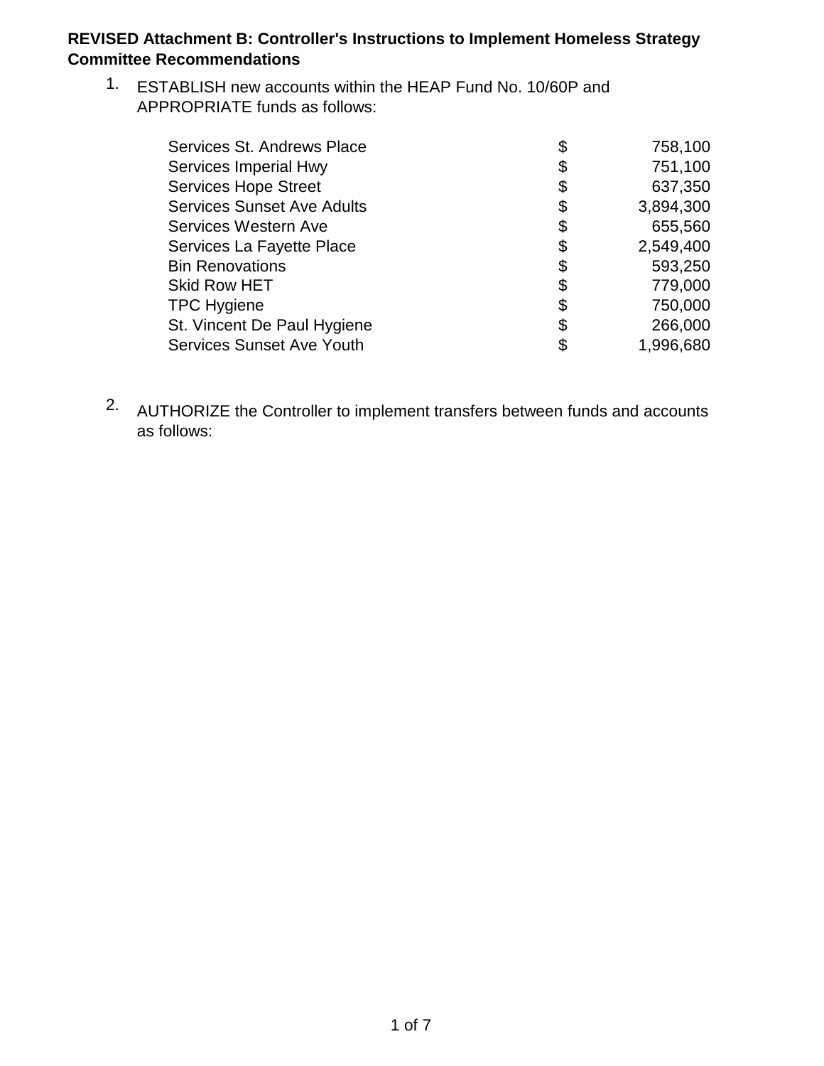**REVISED Attachment B: Controller's Instructions to Implement Homeless Strategy Committee Recommendations**

1. ESTABLISH new accounts within the HEAP Fund No. 10/60P and APPROPRIATE funds as follows:

| | | |
|---|---|---|
| Services St. Andrews Place | $ | 758,100 |
| Services Imperial Hwy | $ | 751,100 |
| Services Hope Street | $ | 637,350 |
| Services Sunset Ave Adults | $ | 3,894,300 |
| Services Western Ave | $ | 655,560 |
| Services La Fayette Place | $ | 2,549,400 |
| Bin Renovations | $ | 593,250 |
| Skid Row HET | $ | 779,000 |
| TPC Hygiene | $ | 750,000 |
| St. Vincent De Paul Hygiene | $ | 266,000 |
| Services Sunset Ave Youth | $ | 1,996,680 |

2. AUTHORIZE the Controller to implement transfers between funds and accounts as follows: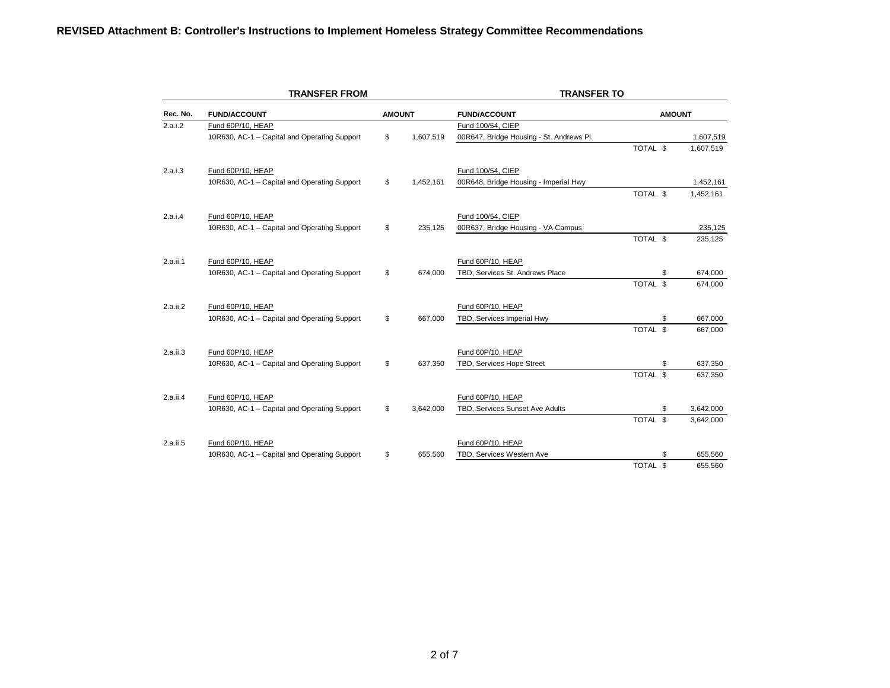**REVISED Attachment B: Controller's Instructions to Implement Homeless Strategy Committee Recommendations**

| | TRANSFER FROM | | TRANSFER TO | |
|---|---|---|---|---|
| **Rec. No.** | **FUND/ACCOUNT** | **AMOUNT** | **FUND/ACCOUNT** | **AMOUNT** |
| 2.a.i.2 | Fund 60P/10, HEAP | | Fund 100/54, CIEP | |
| | 10R630, AC-1 – Capital and Operating Support | $ 1,607,519 | 00R647, Bridge Housing - St. Andrews Pl. | 1,607,519 |
| | | | TOTAL | $ 1,607,519 |
| 2.a.i.3 | Fund 60P/10, HEAP | | Fund 100/54, CIEP | |
| | 10R630, AC-1 – Capital and Operating Support | $ 1,452,161 | 00R648, Bridge Housing - Imperial Hwy | 1,452,161 |
| | | | TOTAL | $ 1,452,161 |
| 2.a.i.4 | Fund 60P/10, HEAP | | Fund 100/54, CIEP | |
| | 10R630, AC-1 – Capital and Operating Support | $ 235,125 | 00R637, Bridge Housing - VA Campus | 235,125 |
| | | | TOTAL | $ 235,125 |
| 2.a.ii.1 | Fund 60P/10, HEAP | | Fund 60P/10, HEAP | |
| | 10R630, AC-1 – Capital and Operating Support | $ 674,000 | TBD, Services St. Andrews Place | $ 674,000 |
| | | | TOTAL | $ 674,000 |
| 2.a.ii.2 | Fund 60P/10, HEAP | | Fund 60P/10, HEAP | |
| | 10R630, AC-1 – Capital and Operating Support | $ 667,000 | TBD, Services Imperial Hwy | $ 667,000 |
| | | | TOTAL | $ 667,000 |
| 2.a.ii.3 | Fund 60P/10, HEAP | | Fund 60P/10, HEAP | |
| | 10R630, AC-1 – Capital and Operating Support | $ 637,350 | TBD, Services Hope Street | $ 637,350 |
| | | | TOTAL | $ 637,350 |
| 2.a.ii.4 | Fund 60P/10, HEAP | | Fund 60P/10, HEAP | |
| | 10R630, AC-1 – Capital and Operating Support | $ 3,642,000 | TBD, Services Sunset Ave Adults | $ 3,642,000 |
| | | | TOTAL | $ 3,642,000 |
| 2.a.ii.5 | Fund 60P/10, HEAP | | Fund 60P/10, HEAP | |
| | 10R630, AC-1 – Capital and Operating Support | $ 655,560 | TBD, Services Western Ave | $ 655,560 |
| | | | TOTAL | $ 655,560 |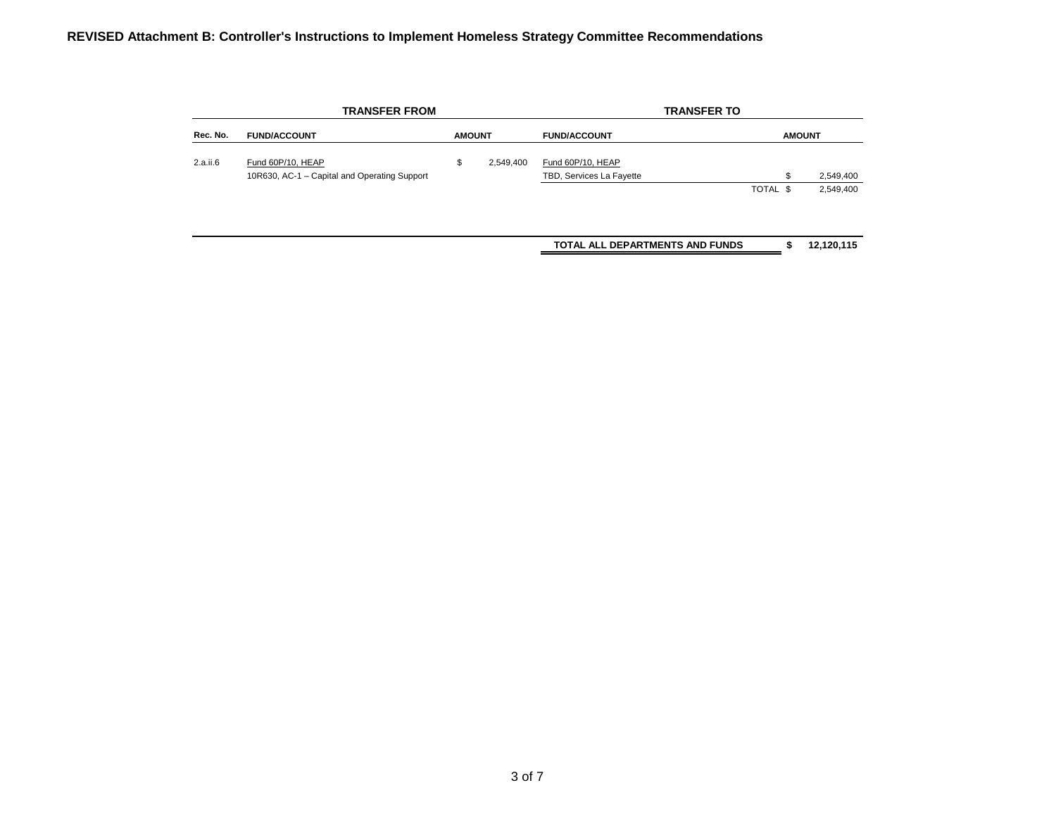**REVISED Attachment B: Controller's Instructions to Implement Homeless Strategy Committee Recommendations**

| | TRANSFER FROM | | TRANSFER TO | |
|---|---|---|---|---|
| **Rec. No.** | **FUND/ACCOUNT** | **AMOUNT** | **FUND/ACCOUNT** | **AMOUNT** |
| 2.a.ii.6 | Fund 60P/10, HEAP | $ 2,549,400 | Fund 60P/10, HEAP | |
| | 10R630, AC-1 – Capital and Operating Support | | TBD, Services La Fayette | $ 2,549,400 |
| | | | TOTAL | $ 2,549,400 |
| | | | **TOTAL ALL DEPARTMENTS AND FUNDS** | **$ 12,120,115** |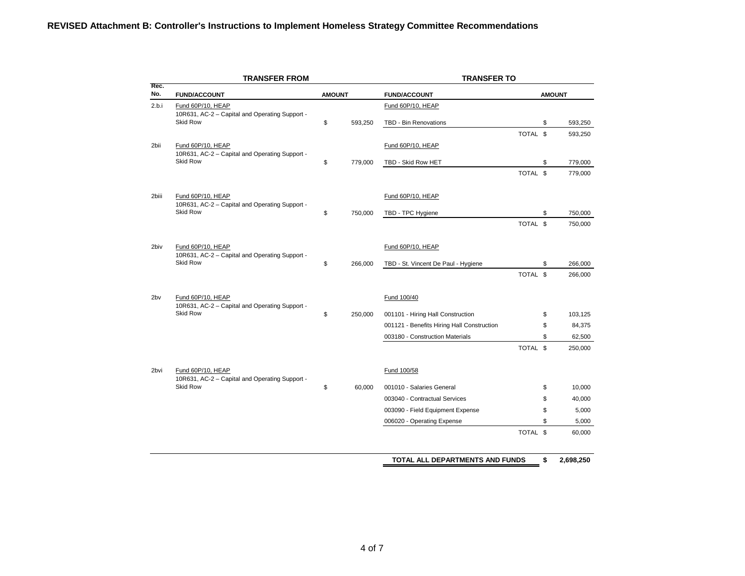**REVISED Attachment B: Controller's Instructions to Implement Homeless Strategy Committee Recommendations**

| | TRANSFER FROM | | TRANSFER TO | |
|---|---|---|---|---|
| Rec. No. | FUND/ACCOUNT | AMOUNT | FUND/ACCOUNT | AMOUNT |
| 2.b.i | Fund 60P/10, HEAP | | Fund 60P/10, HEAP | |
| | 10R631, AC-2 – Capital and Operating Support - Skid Row | $ 593,250 | TBD - Bin Renovations | $ 593,250 |
| | | | TOTAL | $ 593,250 |
| 2bii | Fund 60P/10, HEAP | | Fund 60P/10, HEAP | |
| | 10R631, AC-2 – Capital and Operating Support - Skid Row | $ 779,000 | TBD - Skid Row HET | $ 779,000 |
| | | | TOTAL | $ 779,000 |
| 2biii | Fund 60P/10, HEAP | | Fund 60P/10, HEAP | |
| | 10R631, AC-2 – Capital and Operating Support - Skid Row | $ 750,000 | TBD - TPC Hygiene | $ 750,000 |
| | | | TOTAL | $ 750,000 |
| 2biv | Fund 60P/10, HEAP | | Fund 60P/10, HEAP | |
| | 10R631, AC-2 – Capital and Operating Support - Skid Row | $ 266,000 | TBD - St. Vincent De Paul - Hygiene | $ 266,000 |
| | | | TOTAL | $ 266,000 |
| 2bv | Fund 60P/10, HEAP | | Fund 100/40 | |
| | 10R631, AC-2 – Capital and Operating Support - Skid Row | $ 250,000 | 001101 - Hiring Hall Construction | $ 103,125 |
| | | | 001121 - Benefits Hiring Hall Construction | $ 84,375 |
| | | | 003180 - Construction Materials | $ 62,500 |
| | | | TOTAL | $ 250,000 |
| 2bvi | Fund 60P/10, HEAP | | Fund 100/58 | |
| | 10R631, AC-2 – Capital and Operating Support - Skid Row | $ 60,000 | 001010 - Salaries General | $ 10,000 |
| | | | 003040 - Contractual Services | $ 40,000 |
| | | | 003090 - Field Equipment Expense | $ 5,000 |
| | | | 006020 - Operating Expense | $ 5,000 |
| | | | TOTAL | $ 60,000 |
| | | | **TOTAL ALL DEPARTMENTS AND FUNDS** | **$ 2,698,250** |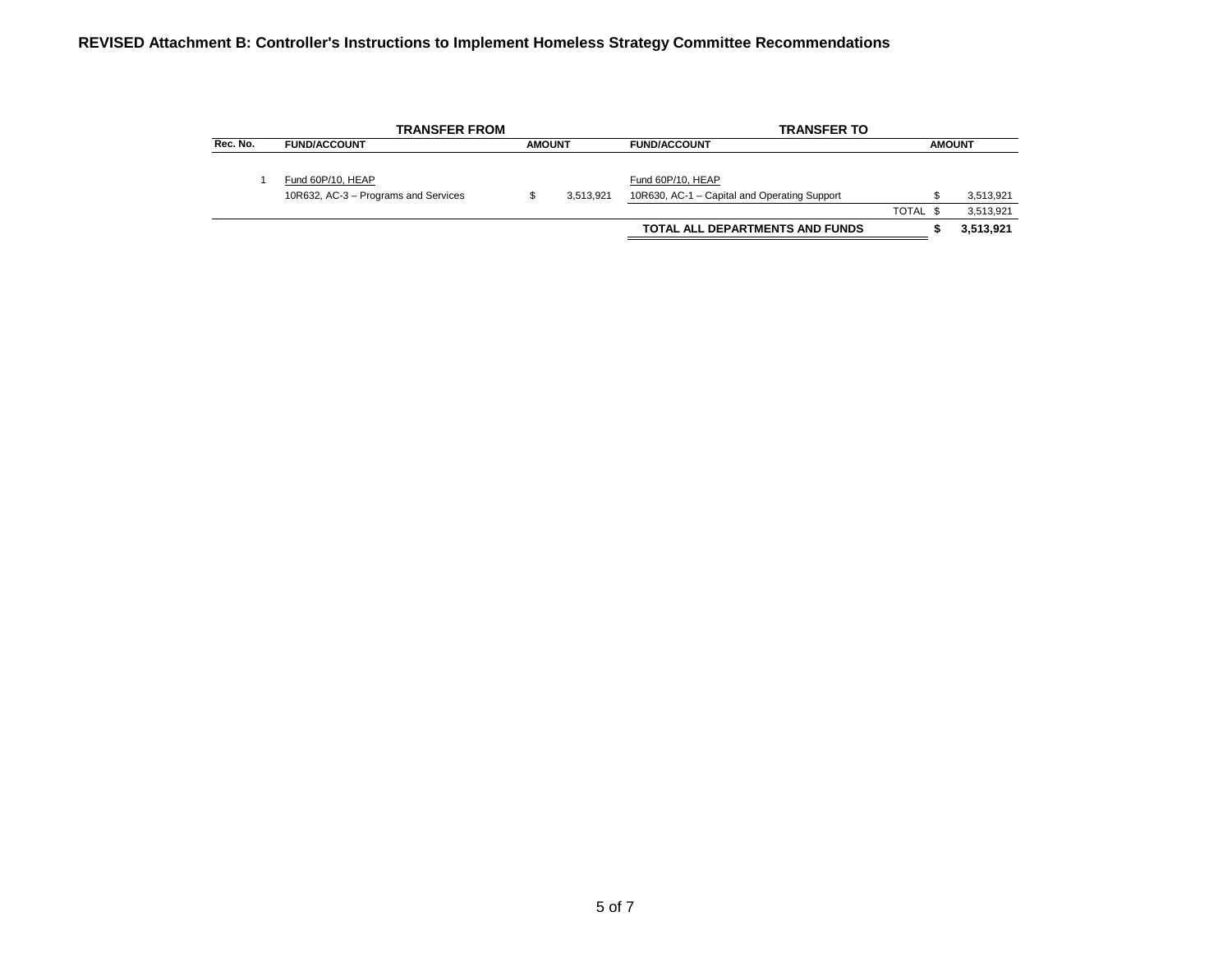**REVISED Attachment B: Controller's Instructions to Implement Homeless Strategy Committee Recommendations**

| | TRANSFER FROM | | TRANSFER TO | |
|---|---|---|---|---|
| **Rec. No.** | **FUND/ACCOUNT** | **AMOUNT** | **FUND/ACCOUNT** | **AMOUNT** |
| 1 | Fund 60P/10, HEAP | | Fund 60P/10, HEAP | |
| | 10R632, AC-3 – Programs and Services | $ 3,513,921 | 10R630, AC-1 – Capital and Operating Support | $ 3,513,921 |
| | | | TOTAL | $ 3,513,921 |
| | | | **TOTAL ALL DEPARTMENTS AND FUNDS** | **$ 3,513,921** |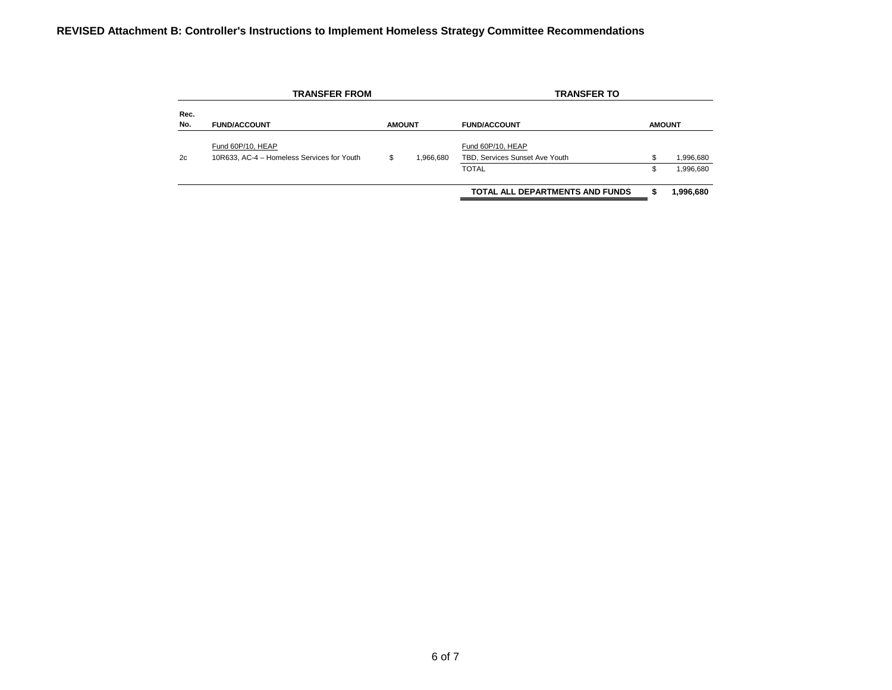**REVISED Attachment B: Controller's Instructions to Implement Homeless Strategy Committee Recommendations**

| | TRANSFER FROM | | TRANSFER TO | |
|---|---|---|---|---|
| **Rec. No.** | **FUND/ACCOUNT** | **AMOUNT** | **FUND/ACCOUNT** | **AMOUNT** |
| | Fund 60P/10, HEAP | | Fund 60P/10, HEAP | |
| 2c | 10R633, AC-4 – Homeless Services for Youth | $ 1,966,680 | TBD, Services Sunset Ave Youth | $ 1,996,680 |
| | | | TOTAL | $ 1,996,680 |
| | | | **TOTAL ALL DEPARTMENTS AND FUNDS** | **$ 1,996,680** |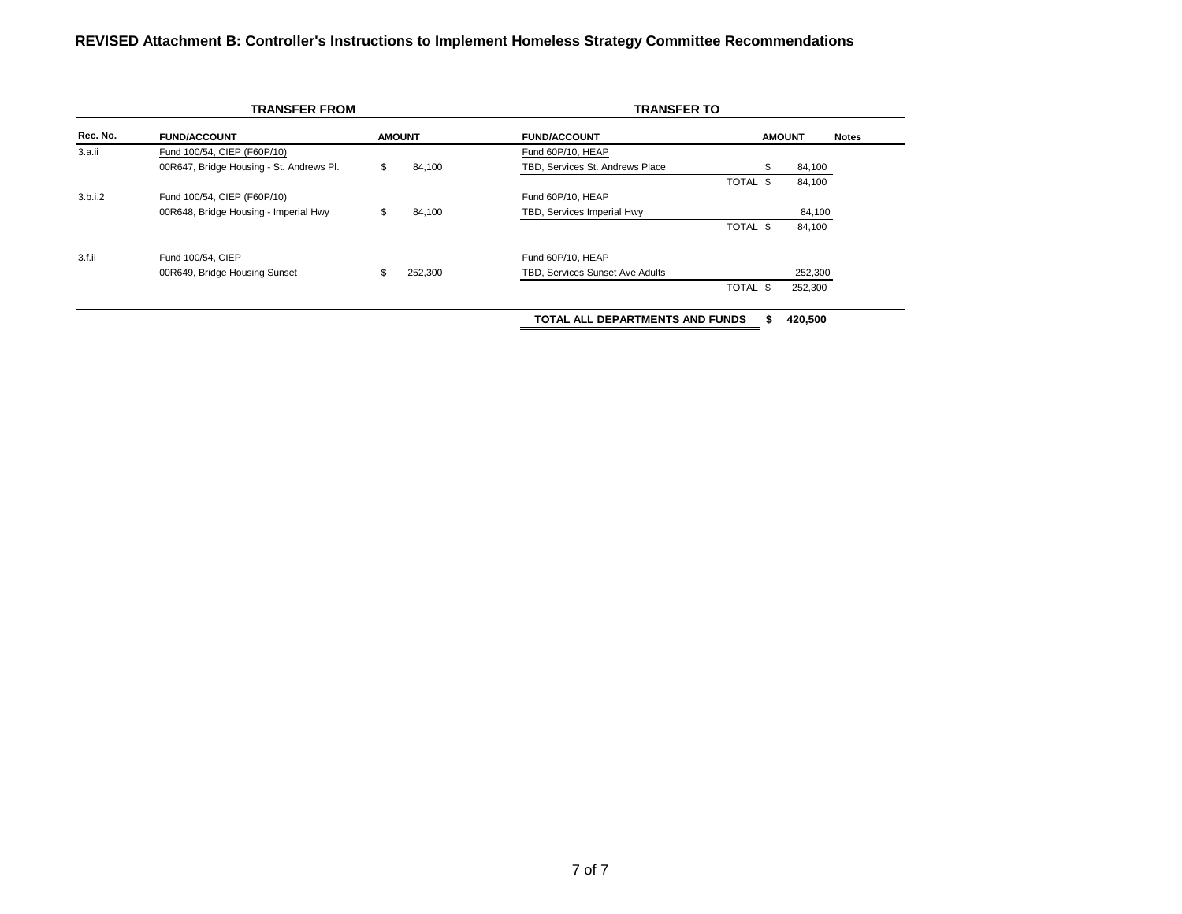**REVISED Attachment B: Controller's Instructions to Implement Homeless Strategy Committee Recommendations**

| | TRANSFER FROM | | TRANSFER TO | | |
|---|---|---|---|---|---|
| Rec. No. | FUND/ACCOUNT | AMOUNT | FUND/ACCOUNT | AMOUNT | Notes |
| 3.a.ii | Fund 100/54, CIEP (F60P/10) | | Fund 60P/10, HEAP | | |
| | 00R647, Bridge Housing - St. Andrews Pl. | $ 84,100 | TBD, Services St. Andrews Place | $ 84,100 | |
| | | | TOTAL | $ 84,100 | |
| 3.b.i.2 | Fund 100/54, CIEP (F60P/10) | | Fund 60P/10, HEAP | | |
| | 00R648, Bridge Housing - Imperial Hwy | $ 84,100 | TBD, Services Imperial Hwy | 84,100 | |
| | | | TOTAL | $ 84,100 | |
| 3.f.ii | Fund 100/54, CIEP | | Fund 60P/10, HEAP | | |
| | 00R649, Bridge Housing Sunset | $ 252,300 | TBD, Services Sunset Ave Adults | 252,300 | |
| | | | TOTAL | $ 252,300 | |
| | | | **TOTAL ALL DEPARTMENTS AND FUNDS** | **$ 420,500** | |